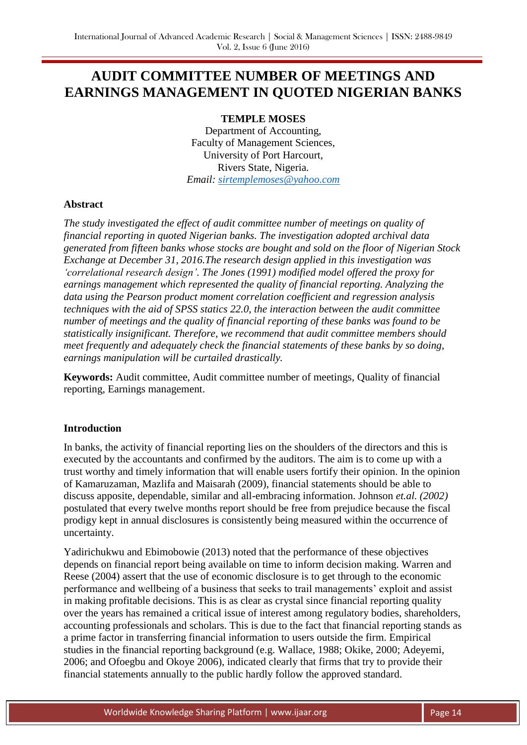# AUDIT COMMITTEE NUMBER OF MEETINGS AND EARNINGS MANAGEMENT IN QUOTED NIGERIAN BANKS

**TEMPLE MOSES**

Department of Accounting,
Faculty of Management Sciences,
University of Port Harcourt,
Rivers State, Nigeria.
*Email: sirtemplemoses@yahoo.com*

## Abstract

*The study investigated the effect of audit committee number of meetings on quality of financial reporting in quoted Nigerian banks. The investigation adopted archival data generated from fifteen banks whose stocks are bought and sold on the floor of Nigerian Stock Exchange at December 31, 2016.The research design applied in this investigation was 'correlational research design'. The Jones (1991) modified model offered the proxy for earnings management which represented the quality of financial reporting. Analyzing the data using the Pearson product moment correlation coefficient and regression analysis techniques with the aid of SPSS statics 22.0, the interaction between the audit committee number of meetings and the quality of financial reporting of these banks was found to be statistically insignificant. Therefore, we recommend that audit committee members should meet frequently and adequately check the financial statements of these banks by so doing, earnings manipulation will be curtailed drastically.*

**Keywords:** Audit committee, Audit committee number of meetings, Quality of financial reporting, Earnings management.

## Introduction

In banks, the activity of financial reporting lies on the shoulders of the directors and this is executed by the accountants and confirmed by the auditors. The aim is to come up with a trust worthy and timely information that will enable users fortify their opinion. In the opinion of Kamaruzaman, Mazlifa and Maisarah (2009), financial statements should be able to discuss apposite, dependable, similar and all-embracing information. Johnson *et.al. (2002)* postulated that every twelve months report should be free from prejudice because the fiscal prodigy kept in annual disclosures is consistently being measured within the occurrence of uncertainty.

Yadirichukwu and Ebimobowie (2013) noted that the performance of these objectives depends on financial report being available on time to inform decision making. Warren and Reese (2004) assert that the use of economic disclosure is to get through to the economic performance and wellbeing of a business that seeks to trail managements' exploit and assist in making profitable decisions. This is as clear as crystal since financial reporting quality over the years has remained a critical issue of interest among regulatory bodies, shareholders, accounting professionals and scholars. This is due to the fact that financial reporting stands as a prime factor in transferring financial information to users outside the firm. Empirical studies in the financial reporting background (e.g. Wallace, 1988; Okike, 2000; Adeyemi, 2006; and Ofoegbu and Okoye 2006), indicated clearly that firms that try to provide their financial statements annually to the public hardly follow the approved standard.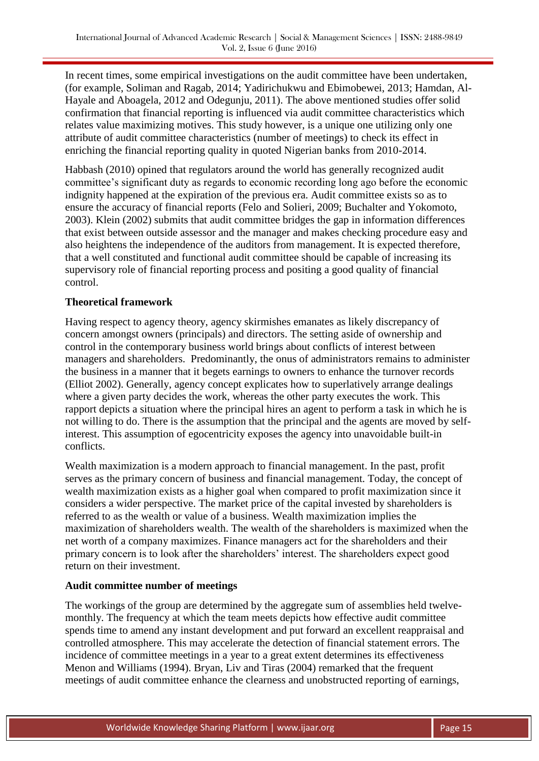In recent times, some empirical investigations on the audit committee have been undertaken, (for example, Soliman and Ragab, 2014; Yadirichukwu and Ebimobewei, 2013; Hamdan, Al-Hayale and Aboagela, 2012 and Odegunju, 2011). The above mentioned studies offer solid confirmation that financial reporting is influenced via audit committee characteristics which relates value maximizing motives. This study however, is a unique one utilizing only one attribute of audit committee characteristics (number of meetings) to check its effect in enriching the financial reporting quality in quoted Nigerian banks from 2010-2014.

Habbash (2010) opined that regulators around the world has generally recognized audit committee's significant duty as regards to economic recording long ago before the economic indignity happened at the expiration of the previous era. Audit committee exists so as to ensure the accuracy of financial reports (Felo and Solieri, 2009; Buchalter and Yokomoto, 2003). Klein (2002) submits that audit committee bridges the gap in information differences that exist between outside assessor and the manager and makes checking procedure easy and also heightens the independence of the auditors from management. It is expected therefore, that a well constituted and functional audit committee should be capable of increasing its supervisory role of financial reporting process and positing a good quality of financial control.

**Theoretical framework**

Having respect to agency theory, agency skirmishes emanates as likely discrepancy of concern amongst owners (principals) and directors. The setting aside of ownership and control in the contemporary business world brings about conflicts of interest between managers and shareholders. Predominantly, the onus of administrators remains to administer the business in a manner that it begets earnings to owners to enhance the turnover records (Elliot 2002). Generally, agency concept explicates how to superlatively arrange dealings where a given party decides the work, whereas the other party executes the work. This rapport depicts a situation where the principal hires an agent to perform a task in which he is not willing to do. There is the assumption that the principal and the agents are moved by self-interest. This assumption of egocentricity exposes the agency into unavoidable built-in conflicts.

Wealth maximization is a modern approach to financial management. In the past, profit serves as the primary concern of business and financial management. Today, the concept of wealth maximization exists as a higher goal when compared to profit maximization since it considers a wider perspective. The market price of the capital invested by shareholders is referred to as the wealth or value of a business. Wealth maximization implies the maximization of shareholders wealth. The wealth of the shareholders is maximized when the net worth of a company maximizes. Finance managers act for the shareholders and their primary concern is to look after the shareholders' interest. The shareholders expect good return on their investment.

**Audit committee number of meetings**

The workings of the group are determined by the aggregate sum of assemblies held twelve-monthly. The frequency at which the team meets depicts how effective audit committee spends time to amend any instant development and put forward an excellent reappraisal and controlled atmosphere. This may accelerate the detection of financial statement errors. The incidence of committee meetings in a year to a great extent determines its effectiveness Menon and Williams (1994). Bryan, Liv and Tiras (2004) remarked that the frequent meetings of audit committee enhance the clearness and unobstructed reporting of earnings,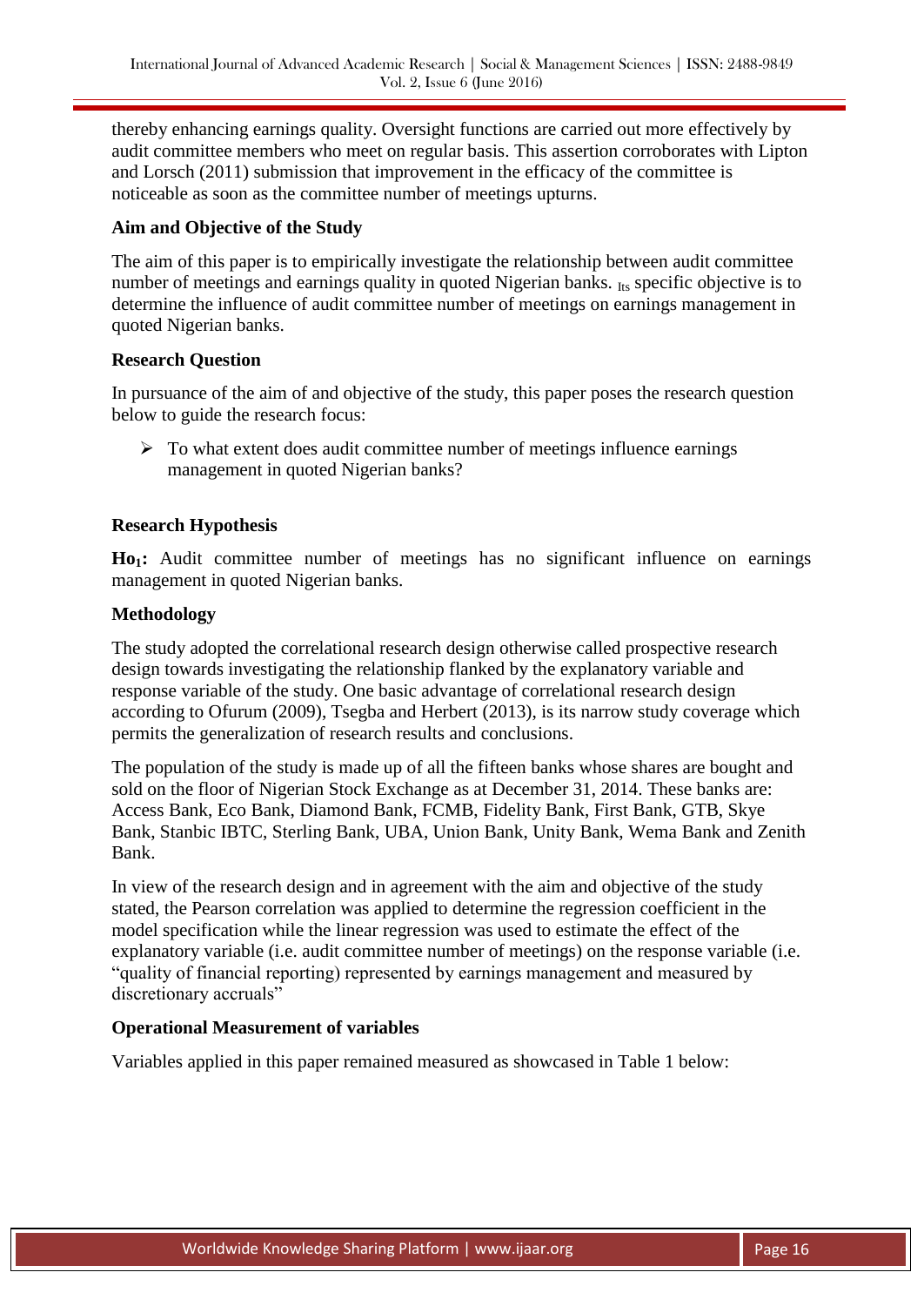thereby enhancing earnings quality. Oversight functions are carried out more effectively by audit committee members who meet on regular basis. This assertion corroborates with Lipton and Lorsch (2011) submission that improvement in the efficacy of the committee is noticeable as soon as the committee number of meetings upturns.

### Aim and Objective of the Study

The aim of this paper is to empirically investigate the relationship between audit committee number of meetings and earnings quality in quoted Nigerian banks. Its specific objective is to determine the influence of audit committee number of meetings on earnings management in quoted Nigerian banks.

### Research Question

In pursuance of the aim of and objective of the study, this paper poses the research question below to guide the research focus:

- To what extent does audit committee number of meetings influence earnings management in quoted Nigerian banks?

### Research Hypothesis

**$Ho_1$:** Audit committee number of meetings has no significant influence on earnings management in quoted Nigerian banks.

### Methodology

The study adopted the correlational research design otherwise called prospective research design towards investigating the relationship flanked by the explanatory variable and response variable of the study. One basic advantage of correlational research design according to Ofurum (2009), Tsegba and Herbert (2013), is its narrow study coverage which permits the generalization of research results and conclusions.

The population of the study is made up of all the fifteen banks whose shares are bought and sold on the floor of Nigerian Stock Exchange as at December 31, 2014. These banks are: Access Bank, Eco Bank, Diamond Bank, FCMB, Fidelity Bank, First Bank, GTB, Skye Bank, Stanbic IBTC, Sterling Bank, UBA, Union Bank, Unity Bank, Wema Bank and Zenith Bank.

In view of the research design and in agreement with the aim and objective of the study stated, the Pearson correlation was applied to determine the regression coefficient in the model specification while the linear regression was used to estimate the effect of the explanatory variable (i.e. audit committee number of meetings) on the response variable (i.e. "quality of financial reporting) represented by earnings management and measured by discretionary accruals"

### Operational Measurement of variables

Variables applied in this paper remained measured as showcased in Table 1 below: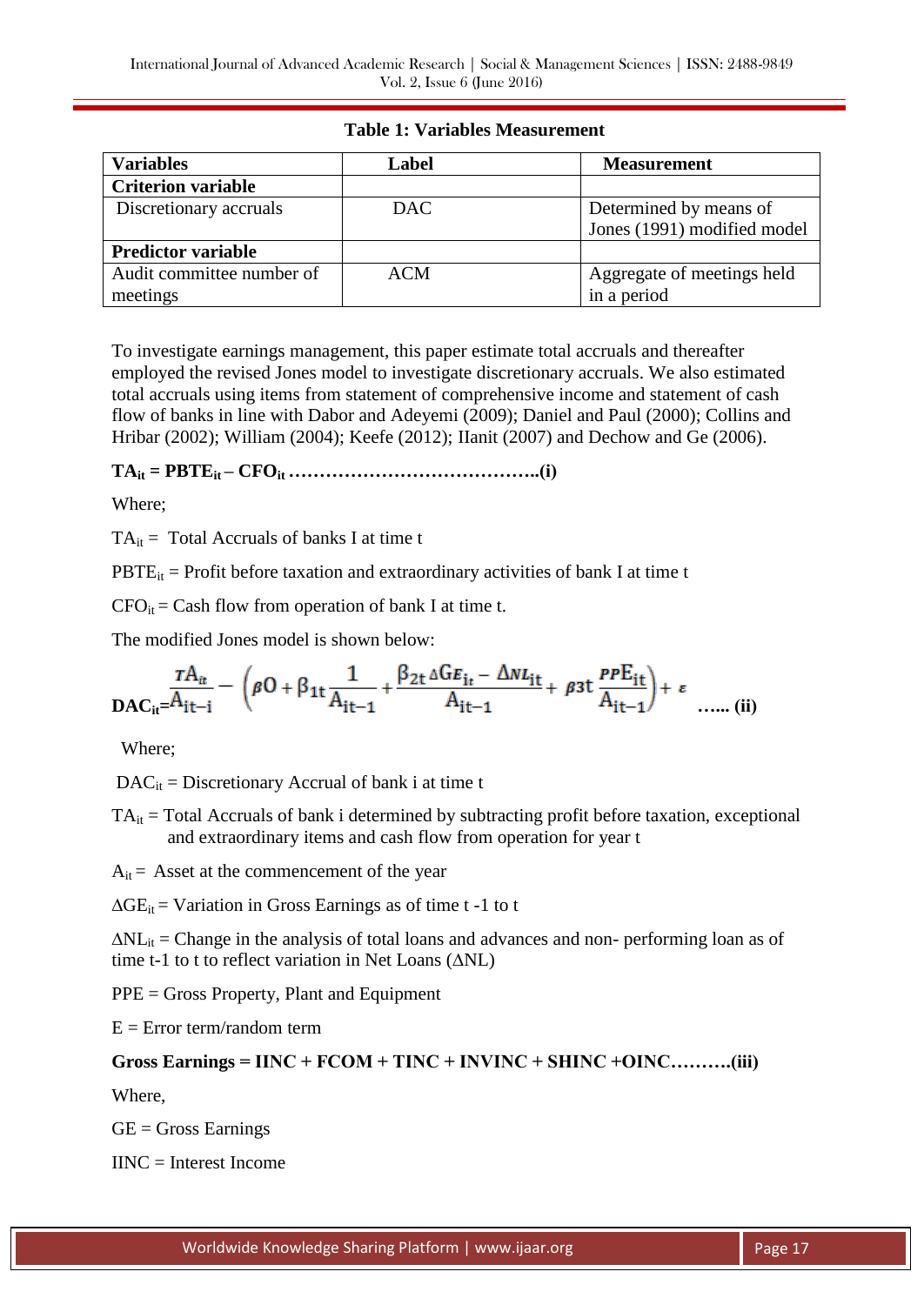**Table 1: Variables Measurement**

| Variables | Label | Measurement |
|---|---|---|
| **Criterion variable** | | |
| Discretionary accruals | DAC | Determined by means of Jones (1991) modified model |
| **Predictor variable** | | |
| Audit committee number of meetings | ACM | Aggregate of meetings held in a period |

To investigate earnings management, this paper estimate total accruals and thereafter employed the revised Jones model to investigate discretionary accruals. We also estimated total accruals using items from statement of comprehensive income and statement of cash flow of banks in line with Dabor and Adeyemi (2009); Daniel and Paul (2000); Collins and Hribar (2002); William (2004); Keefe (2012); IIanit (2007) and Dechow and Ge (2006).

$$\mathbf{TA_{it} = PBTE_{it} - CFO_{it}} \ldots\ldots\ldots\ldots\ldots\ldots\ldots\ldots\ldots\ldots\ldots\ldots\text{(i)}$$

Where;

$TA_{it}$ = Total Accruals of banks I at time t

$PBTE_{it}$ = Profit before taxation and extraordinary activities of bank I at time t

$CFO_{it}$ = Cash flow from operation of bank I at time t.

The modified Jones model is shown below:

$$\mathbf{DAC_{it}} = \frac{TA_{it}}{A_{it-i}} - \left(\beta 0 + \beta_{1t}\frac{1}{A_{it-1}} + \frac{\beta_{2t}\,\Delta GE_{it} - \Delta NL_{it}}{A_{it-1}} + \beta 3t\,\frac{PPE_{it}}{A_{it-1}}\right) + \varepsilon \quad \ldots\ldots\text{(ii)}$$

Where;

$DAC_{it}$ = Discretionary Accrual of bank i at time t

$TA_{it}$ = Total Accruals of bank i determined by subtracting profit before taxation, exceptional and extraordinary items and cash flow from operation for year t

$A_{it}$ = Asset at the commencement of the year

$\Delta GE_{it}$ = Variation in Gross Earnings as of time t -1 to t

$\Delta NL_{it}$ = Change in the analysis of total loans and advances and non- performing loan as of time t-1 to t to reflect variation in Net Loans ($\Delta NL$)

PPE = Gross Property, Plant and Equipment

E = Error term/random term

**Gross Earnings = IINC + FCOM + TINC + INVINC + SHINC +OINC……….(iii)**

Where,

GE = Gross Earnings

IINC = Interest Income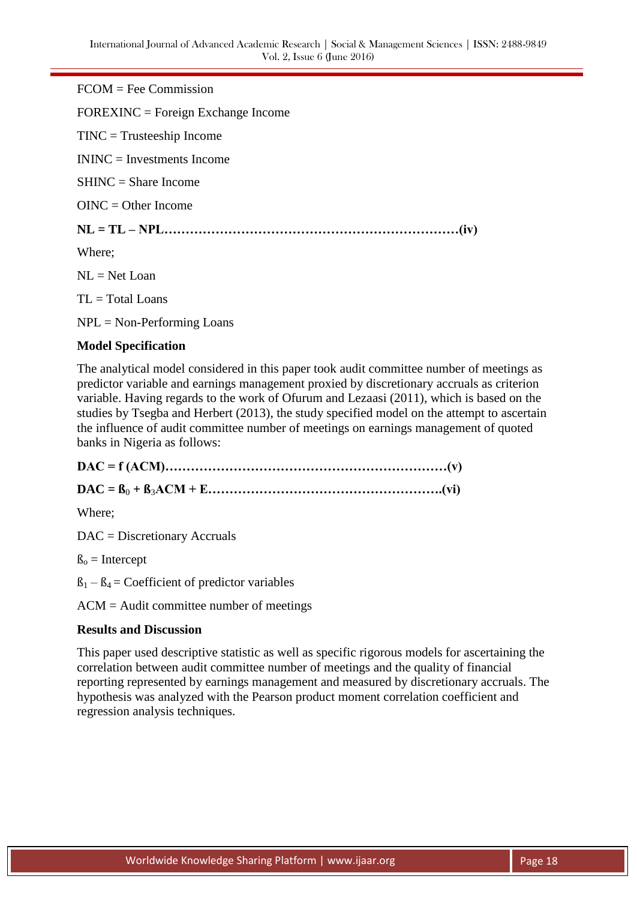FCOM = Fee Commission

FOREXINC = Foreign Exchange Income

TINC = Trusteeship Income

ININC = Investments Income

SHINC = Share Income

OINC = Other Income

**NL = TL – NPL……………………………………………………………(iv)**

Where;

NL = Net Loan

TL = Total Loans

NPL = Non-Performing Loans

**Model Specification**

The analytical model considered in this paper took audit committee number of meetings as predictor variable and earnings management proxied by discretionary accruals as criterion variable. Having regards to the work of Ofurum and Lezaasi (2011), which is based on the studies by Tsegba and Herbert (2013), the study specified model on the attempt to ascertain the influence of audit committee number of meetings on earnings management of quoted banks in Nigeria as follows:

**DAC = f (ACM)…………………………………………………………(v)**

**DAC = $ß_0$ + $ß_3$ACM + E……………………………………………….(vi)**

Where;

DAC = Discretionary Accruals

$ß_o$ = Intercept

$ß_1$ – $ß_4$ = Coefficient of predictor variables

ACM = Audit committee number of meetings

**Results and Discussion**

This paper used descriptive statistic as well as specific rigorous models for ascertaining the correlation between audit committee number of meetings and the quality of financial reporting represented by earnings management and measured by discretionary accruals. The hypothesis was analyzed with the Pearson product moment correlation coefficient and regression analysis techniques.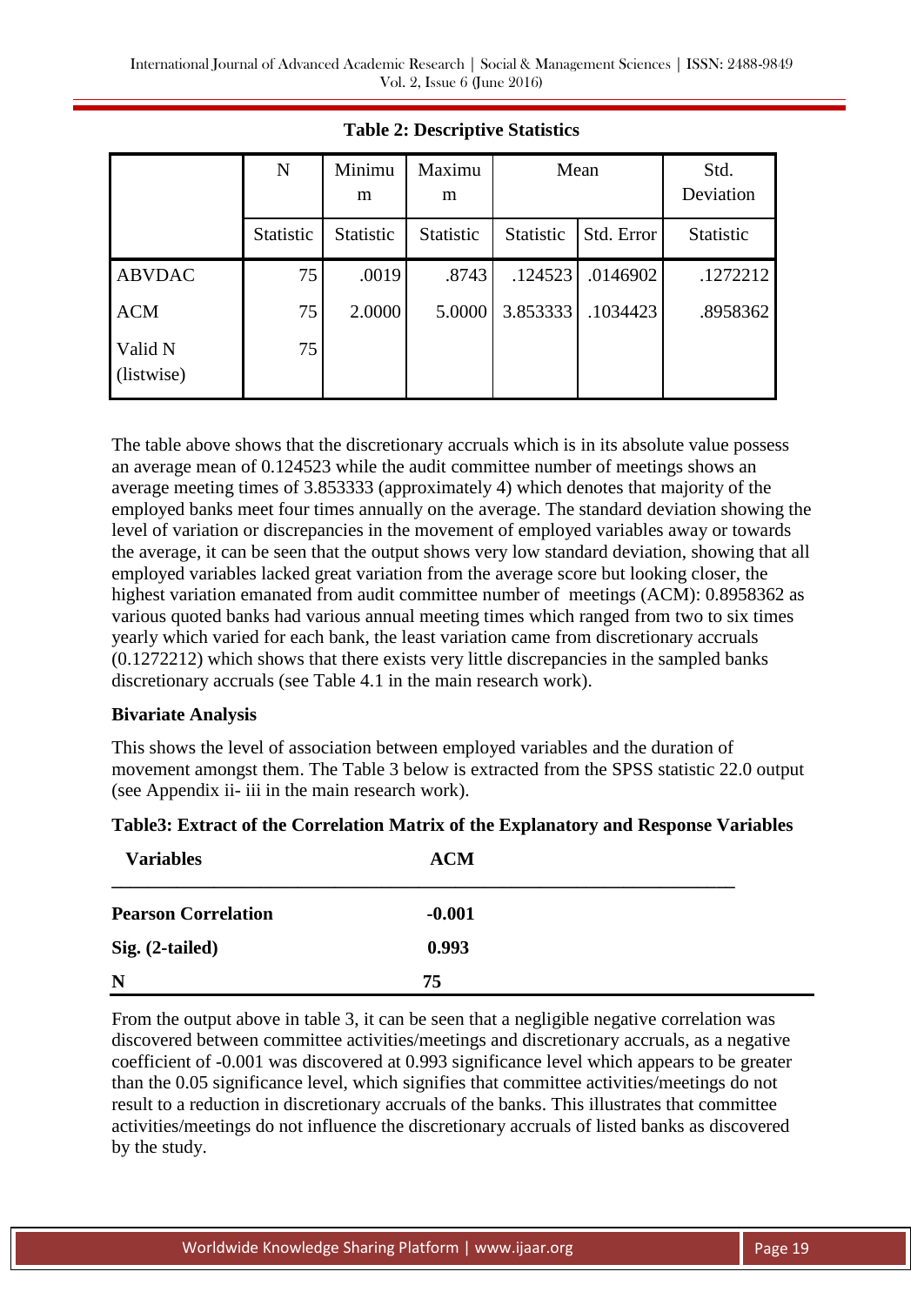**Table 2: Descriptive Statistics**

| | N | Minimum | Maximum | Mean | | Std. Deviation |
|---|---|---|---|---|---|---|
| | Statistic | Statistic | Statistic | Statistic | Std. Error | Statistic |
| ABVDAC | 75 | .0019 | .8743 | .124523 | .0146902 | .1272212 |
| ACM | 75 | 2.0000 | 5.0000 | 3.853333 | .1034423 | .8958362 |
| Valid N (listwise) | 75 | | | | | |

The table above shows that the discretionary accruals which is in its absolute value possess an average mean of 0.124523 while the audit committee number of meetings shows an average meeting times of 3.853333 (approximately 4) which denotes that majority of the employed banks meet four times annually on the average. The standard deviation showing the level of variation or discrepancies in the movement of employed variables away or towards the average, it can be seen that the output shows very low standard deviation, showing that all employed variables lacked great variation from the average score but looking closer, the highest variation emanated from audit committee number of meetings (ACM): 0.8958362 as various quoted banks had various annual meeting times which ranged from two to six times yearly which varied for each bank, the least variation came from discretionary accruals (0.1272212) which shows that there exists very little discrepancies in the sampled banks discretionary accruals (see Table 4.1 in the main research work).

**Bivariate Analysis**

This shows the level of association between employed variables and the duration of movement amongst them. The Table 3 below is extracted from the SPSS statistic 22.0 output (see Appendix ii- iii in the main research work).

**Table3: Extract of the Correlation Matrix of the Explanatory and Response Variables**

| Variables | ACM |
|---|---|
| **Pearson Correlation** | **-0.001** |
| **Sig. (2-tailed)** | **0.993** |
| **N** | **75** |

From the output above in table 3, it can be seen that a negligible negative correlation was discovered between committee activities/meetings and discretionary accruals, as a negative coefficient of -0.001 was discovered at 0.993 significance level which appears to be greater than the 0.05 significance level, which signifies that committee activities/meetings do not result to a reduction in discretionary accruals of the banks. This illustrates that committee activities/meetings do not influence the discretionary accruals of listed banks as discovered by the study.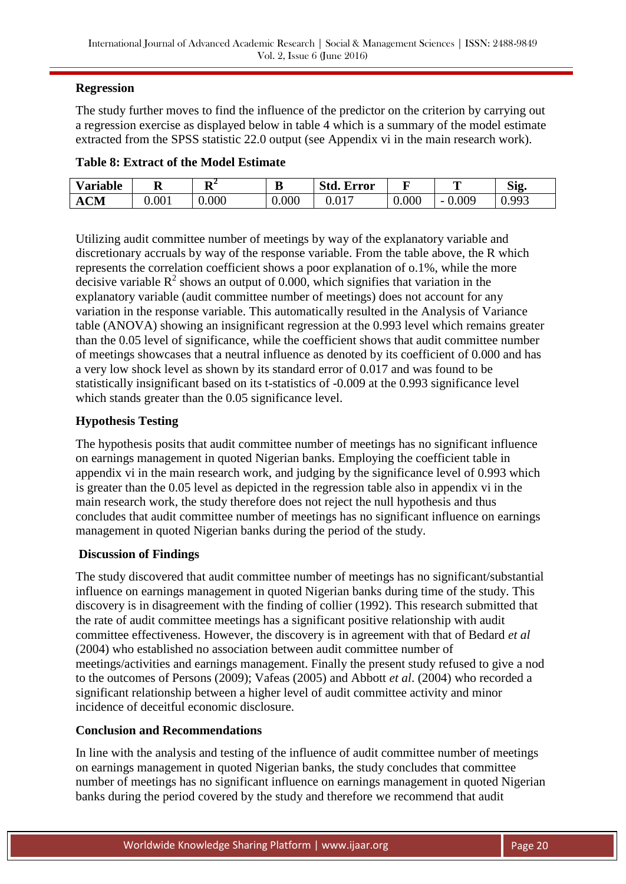**Regression**

The study further moves to find the influence of the predictor on the criterion by carrying out a regression exercise as displayed below in table 4 which is a summary of the model estimate extracted from the SPSS statistic 22.0 output (see Appendix vi in the main research work).

**Table 8: Extract of the Model Estimate**

| Variable | R | $R^2$ | B | Std. Error | F | T | Sig. |
|---|---|---|---|---|---|---|---|
| ACM | 0.001 | 0.000 | 0.000 | 0.017 | 0.000 | - 0.009 | 0.993 |

Utilizing audit committee number of meetings by way of the explanatory variable and discretionary accruals by way of the response variable. From the table above, the R which represents the correlation coefficient shows a poor explanation of o.1%, while the more decisive variable $R^2$ shows an output of 0.000, which signifies that variation in the explanatory variable (audit committee number of meetings) does not account for any variation in the response variable. This automatically resulted in the Analysis of Variance table (ANOVA) showing an insignificant regression at the 0.993 level which remains greater than the 0.05 level of significance, while the coefficient shows that audit committee number of meetings showcases that a neutral influence as denoted by its coefficient of 0.000 and has a very low shock level as shown by its standard error of 0.017 and was found to be statistically insignificant based on its t-statistics of -0.009 at the 0.993 significance level which stands greater than the 0.05 significance level.

**Hypothesis Testing**

The hypothesis posits that audit committee number of meetings has no significant influence on earnings management in quoted Nigerian banks. Employing the coefficient table in appendix vi in the main research work, and judging by the significance level of 0.993 which is greater than the 0.05 level as depicted in the regression table also in appendix vi in the main research work, the study therefore does not reject the null hypothesis and thus concludes that audit committee number of meetings has no significant influence on earnings management in quoted Nigerian banks during the period of the study.

**Discussion of Findings**

The study discovered that audit committee number of meetings has no significant/substantial influence on earnings management in quoted Nigerian banks during time of the study. This discovery is in disagreement with the finding of collier (1992). This research submitted that the rate of audit committee meetings has a significant positive relationship with audit committee effectiveness. However, the discovery is in agreement with that of Bedard *et al* (2004) who established no association between audit committee number of meetings/activities and earnings management. Finally the present study refused to give a nod to the outcomes of Persons (2009); Vafeas (2005) and Abbott *et al*. (2004) who recorded a significant relationship between a higher level of audit committee activity and minor incidence of deceitful economic disclosure.

**Conclusion and Recommendations**

In line with the analysis and testing of the influence of audit committee number of meetings on earnings management in quoted Nigerian banks, the study concludes that committee number of meetings has no significant influence on earnings management in quoted Nigerian banks during the period covered by the study and therefore we recommend that audit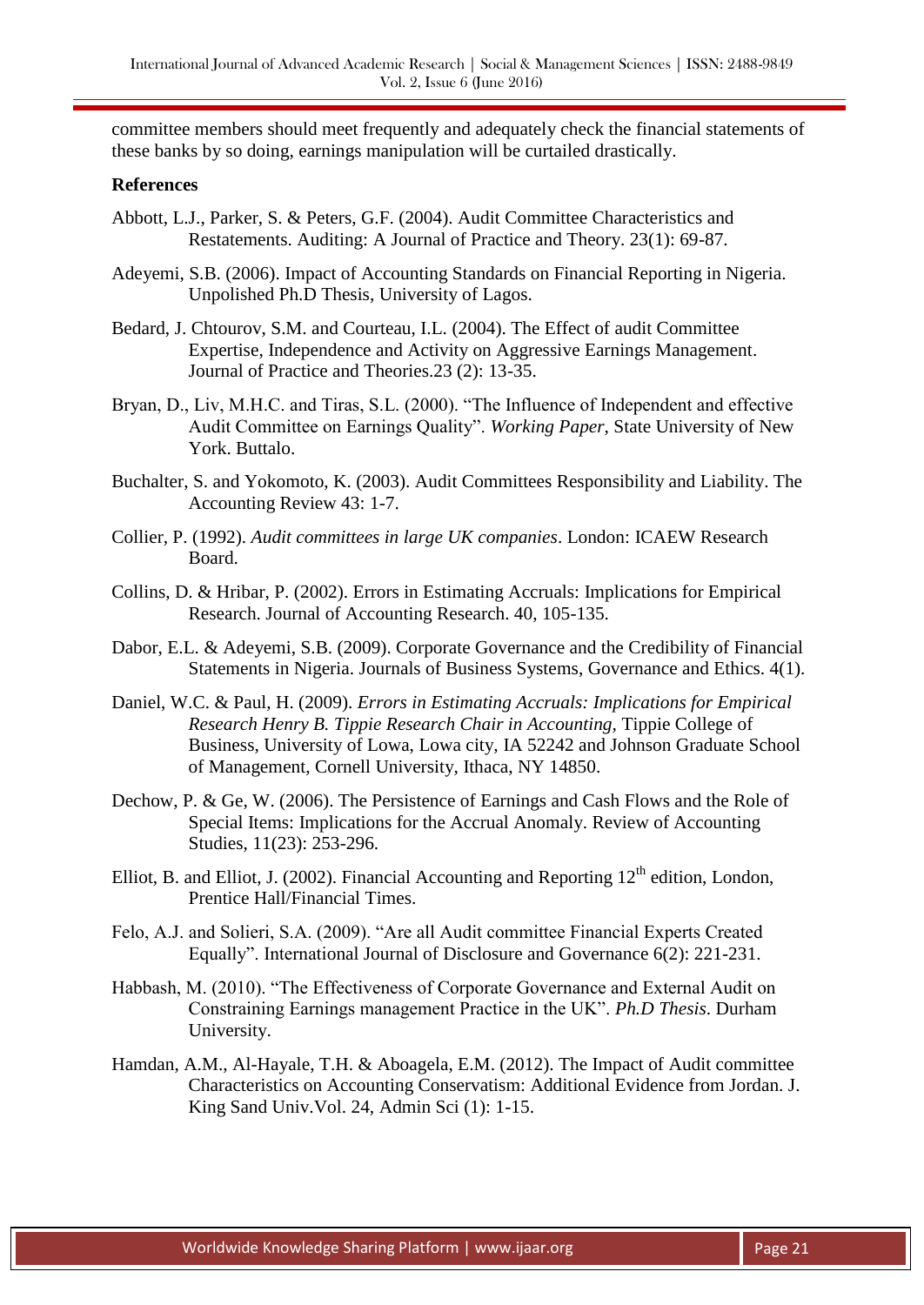committee members should meet frequently and adequately check the financial statements of these banks by so doing, earnings manipulation will be curtailed drastically.

**References**

Abbott, L.J., Parker, S. & Peters, G.F. (2004). Audit Committee Characteristics and Restatements. Auditing: A Journal of Practice and Theory. 23(1): 69-87.

Adeyemi, S.B. (2006). Impact of Accounting Standards on Financial Reporting in Nigeria. Unpolished Ph.D Thesis, University of Lagos.

Bedard, J. Chtourov, S.M. and Courteau, I.L. (2004). The Effect of audit Committee Expertise, Independence and Activity on Aggressive Earnings Management. Journal of Practice and Theories.23 (2): 13-35.

Bryan, D., Liv, M.H.C. and Tiras, S.L. (2000). "The Influence of Independent and effective Audit Committee on Earnings Quality". *Working Paper*, State University of New York. Buttalo.

Buchalter, S. and Yokomoto, K. (2003). Audit Committees Responsibility and Liability. The Accounting Review 43: 1-7.

Collier, P. (1992). *Audit committees in large UK companies*. London: ICAEW Research Board.

Collins, D. & Hribar, P. (2002). Errors in Estimating Accruals: Implications for Empirical Research. Journal of Accounting Research. 40, 105-135.

Dabor, E.L. & Adeyemi, S.B. (2009). Corporate Governance and the Credibility of Financial Statements in Nigeria. Journals of Business Systems, Governance and Ethics. 4(1).

Daniel, W.C. & Paul, H. (2009). *Errors in Estimating Accruals: Implications for Empirical Research Henry B. Tippie Research Chair in Accounting*, Tippie College of Business, University of Lowa, Lowa city, IA 52242 and Johnson Graduate School of Management, Cornell University, Ithaca, NY 14850.

Dechow, P. & Ge, W. (2006). The Persistence of Earnings and Cash Flows and the Role of Special Items: Implications for the Accrual Anomaly. Review of Accounting Studies, 11(23): 253-296.

Elliot, B. and Elliot, J. (2002). Financial Accounting and Reporting 12th edition, London, Prentice Hall/Financial Times.

Felo, A.J. and Solieri, S.A. (2009). "Are all Audit committee Financial Experts Created Equally". International Journal of Disclosure and Governance 6(2): 221-231.

Habbash, M. (2010). "The Effectiveness of Corporate Governance and External Audit on Constraining Earnings management Practice in the UK". *Ph.D Thesis*. Durham University.

Hamdan, A.M., Al-Hayale, T.H. & Aboagela, E.M. (2012). The Impact of Audit committee Characteristics on Accounting Conservatism: Additional Evidence from Jordan. J. King Sand Univ.Vol. 24, Admin Sci (1): 1-15.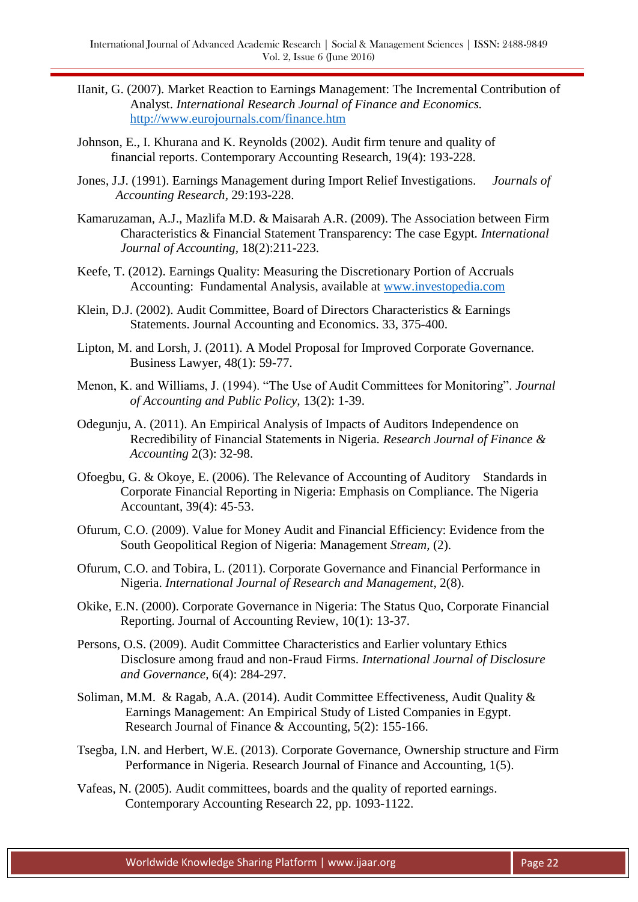IIanit, G. (2007). Market Reaction to Earnings Management: The Incremental Contribution of Analyst. *International Research Journal of Finance and Economics.* http://www.eurojournals.com/finance.htm

Johnson, E., I. Khurana and K. Reynolds (2002). Audit firm tenure and quality of financial reports. Contemporary Accounting Research, 19(4): 193-228.

Jones, J.J. (1991). Earnings Management during Import Relief Investigations. *Journals of Accounting Research,* 29:193-228.

Kamaruzaman, A.J., Mazlifa M.D. & Maisarah A.R. (2009). The Association between Firm Characteristics & Financial Statement Transparency: The case Egypt. *International Journal of Accounting,* 18(2):211-223.

Keefe, T. (2012). Earnings Quality: Measuring the Discretionary Portion of Accruals Accounting: Fundamental Analysis, available at www.investopedia.com

Klein, D.J. (2002). Audit Committee, Board of Directors Characteristics & Earnings Statements. Journal Accounting and Economics. 33, 375-400.

Lipton, M. and Lorsh, J. (2011). A Model Proposal for Improved Corporate Governance. Business Lawyer, 48(1): 59-77.

Menon, K. and Williams, J. (1994). "The Use of Audit Committees for Monitoring". *Journal of Accounting and Public Policy,* 13(2): 1-39.

Odegunju, A. (2011). An Empirical Analysis of Impacts of Auditors Independence on Recredibility of Financial Statements in Nigeria. *Research Journal of Finance & Accounting* 2(3): 32-98.

Ofoegbu, G. & Okoye, E. (2006). The Relevance of Accounting of Auditory Standards in Corporate Financial Reporting in Nigeria: Emphasis on Compliance. The Nigeria Accountant, 39(4): 45-53.

Ofurum, C.O. (2009). Value for Money Audit and Financial Efficiency: Evidence from the South Geopolitical Region of Nigeria: Management *Stream,* (2).

Ofurum, C.O. and Tobira, L. (2011). Corporate Governance and Financial Performance in Nigeria. *International Journal of Research and Management*, 2(8).

Okike, E.N. (2000). Corporate Governance in Nigeria: The Status Quo, Corporate Financial Reporting. Journal of Accounting Review, 10(1): 13-37.

Persons, O.S. (2009). Audit Committee Characteristics and Earlier voluntary Ethics Disclosure among fraud and non-Fraud Firms. *International Journal of Disclosure and Governance,* 6(4): 284-297.

Soliman, M.M. & Ragab, A.A. (2014). Audit Committee Effectiveness, Audit Quality & Earnings Management: An Empirical Study of Listed Companies in Egypt. Research Journal of Finance & Accounting, 5(2): 155-166.

Tsegba, I.N. and Herbert, W.E. (2013). Corporate Governance, Ownership structure and Firm Performance in Nigeria. Research Journal of Finance and Accounting, 1(5).

Vafeas, N. (2005). Audit committees, boards and the quality of reported earnings. Contemporary Accounting Research 22, pp. 1093-1122.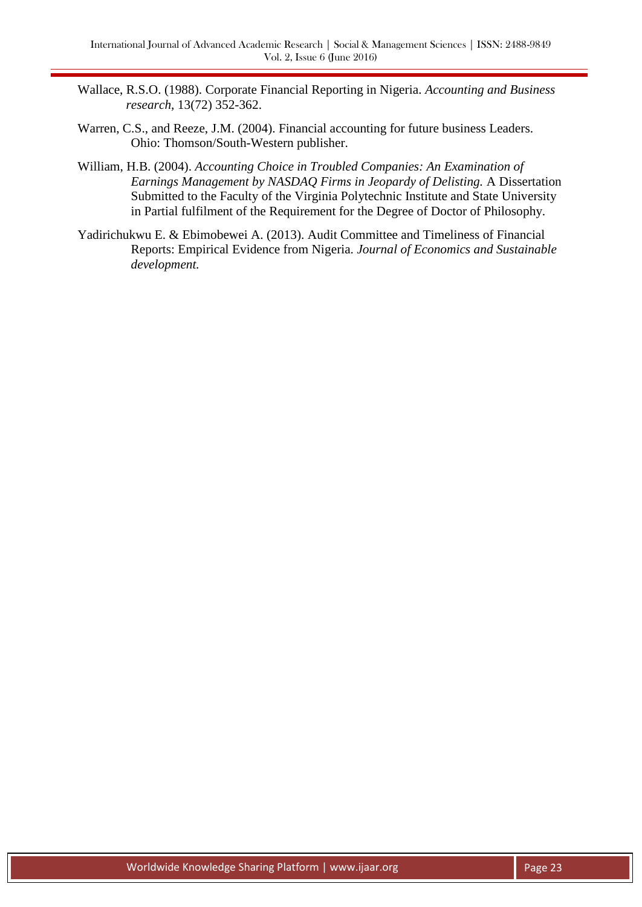Wallace, R.S.O. (1988). Corporate Financial Reporting in Nigeria. *Accounting and Business research*, 13(72) 352-362.

Warren, C.S., and Reeze, J.M. (2004). Financial accounting for future business Leaders. Ohio: Thomson/South-Western publisher.

William, H.B. (2004). *Accounting Choice in Troubled Companies: An Examination of Earnings Management by NASDAQ Firms in Jeopardy of Delisting.* A Dissertation Submitted to the Faculty of the Virginia Polytechnic Institute and State University in Partial fulfilment of the Requirement for the Degree of Doctor of Philosophy.

Yadirichukwu E. & Ebimobewei A. (2013). Audit Committee and Timeliness of Financial Reports: Empirical Evidence from Nigeria. *Journal of Economics and Sustainable development.*